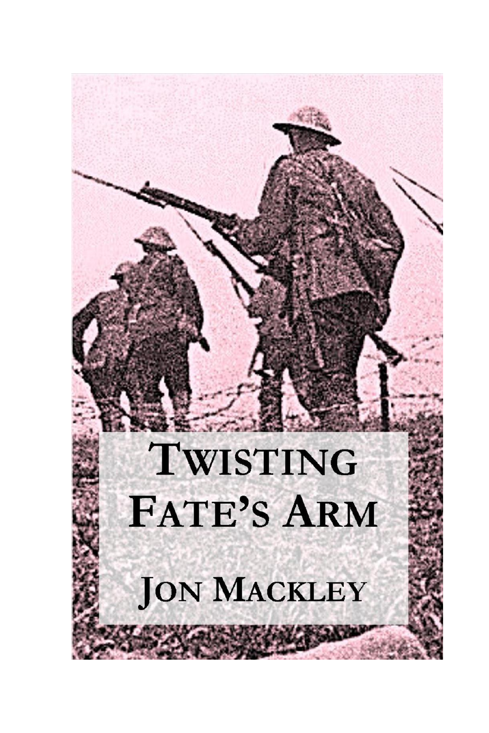# Twisting Fate's Arm

Jon Mackley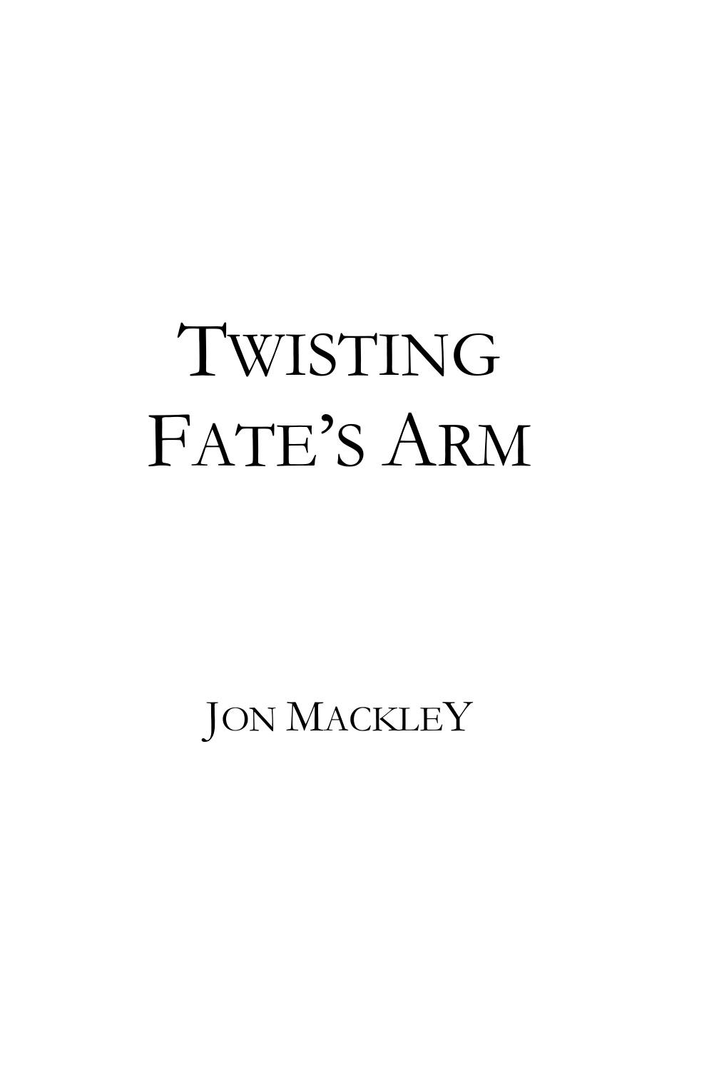# Twisting Fate's Arm

Jon Mackley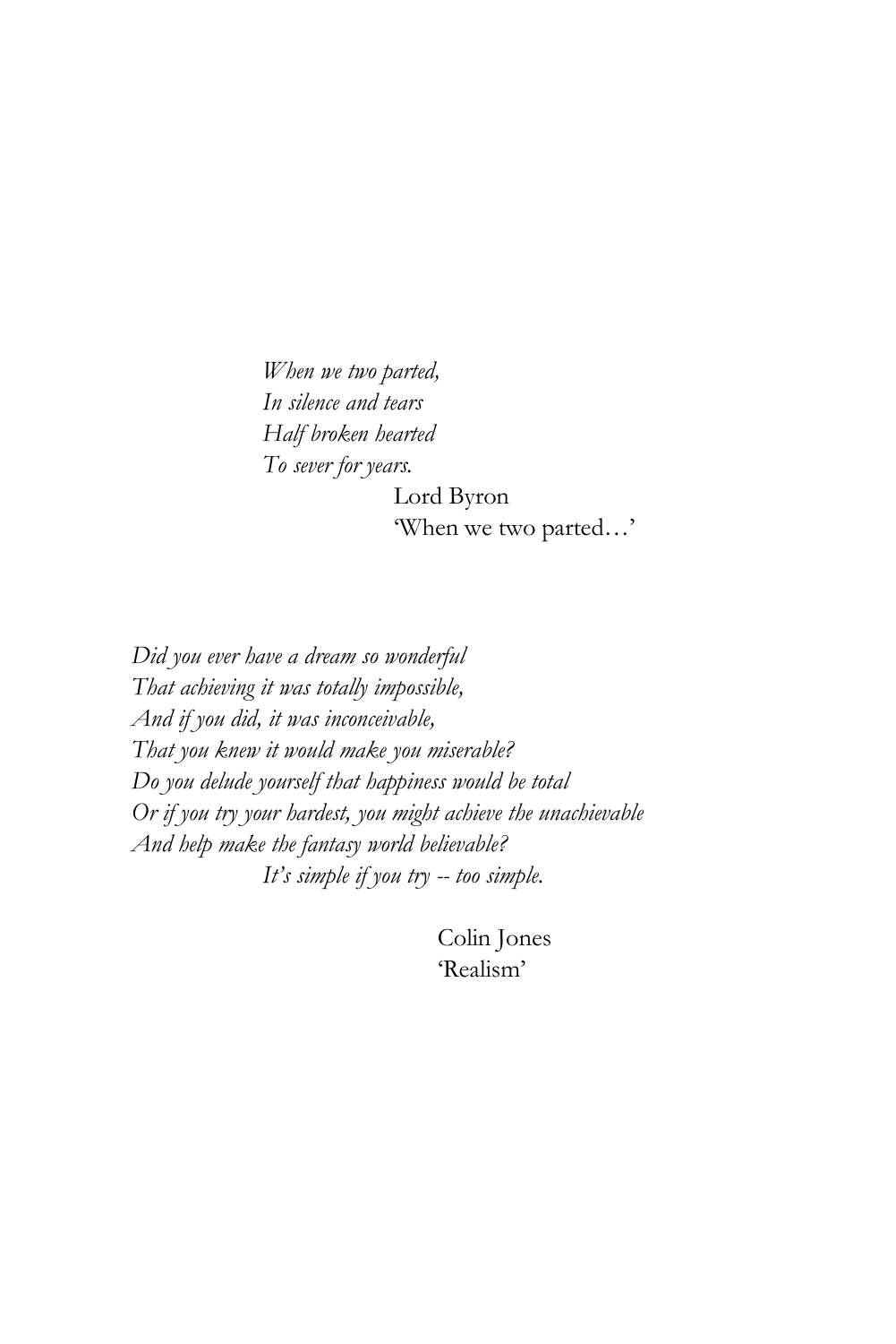*When we two parted,*
*In silence and tears*
*Half broken hearted*
*To sever for years.*

Lord Byron
'When we two parted…'

*Did you ever have a dream so wonderful*
*That achieving it was totally impossible,*
*And if you did, it was inconceivable,*
*That you knew it would make you miserable?*
*Do you delude yourself that happiness would be total*
*Or if you try your hardest, you might achieve the unachievable*
*And help make the fantasy world believable?*
*It's simple if you try -- too simple.*

Colin Jones
'Realism'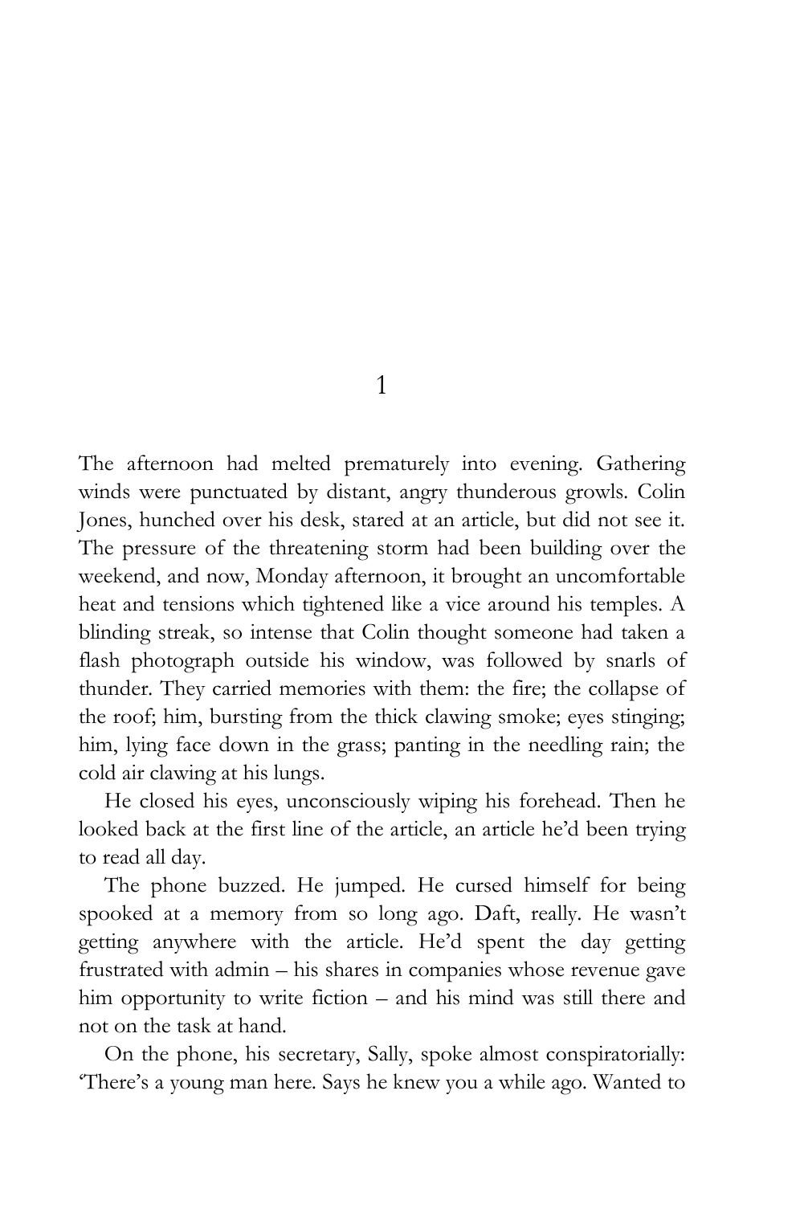# 1

The afternoon had melted prematurely into evening. Gathering winds were punctuated by distant, angry thunderous growls. Colin Jones, hunched over his desk, stared at an article, but did not see it. The pressure of the threatening storm had been building over the weekend, and now, Monday afternoon, it brought an uncomfortable heat and tensions which tightened like a vice around his temples. A blinding streak, so intense that Colin thought someone had taken a flash photograph outside his window, was followed by snarls of thunder. They carried memories with them: the fire; the collapse of the roof; him, bursting from the thick clawing smoke; eyes stinging; him, lying face down in the grass; panting in the needling rain; the cold air clawing at his lungs.

He closed his eyes, unconsciously wiping his forehead. Then he looked back at the first line of the article, an article he'd been trying to read all day.

The phone buzzed. He jumped. He cursed himself for being spooked at a memory from so long ago. Daft, really. He wasn't getting anywhere with the article. He'd spent the day getting frustrated with admin – his shares in companies whose revenue gave him opportunity to write fiction – and his mind was still there and not on the task at hand.

On the phone, his secretary, Sally, spoke almost conspiratorially: 'There's a young man here. Says he knew you a while ago. Wanted to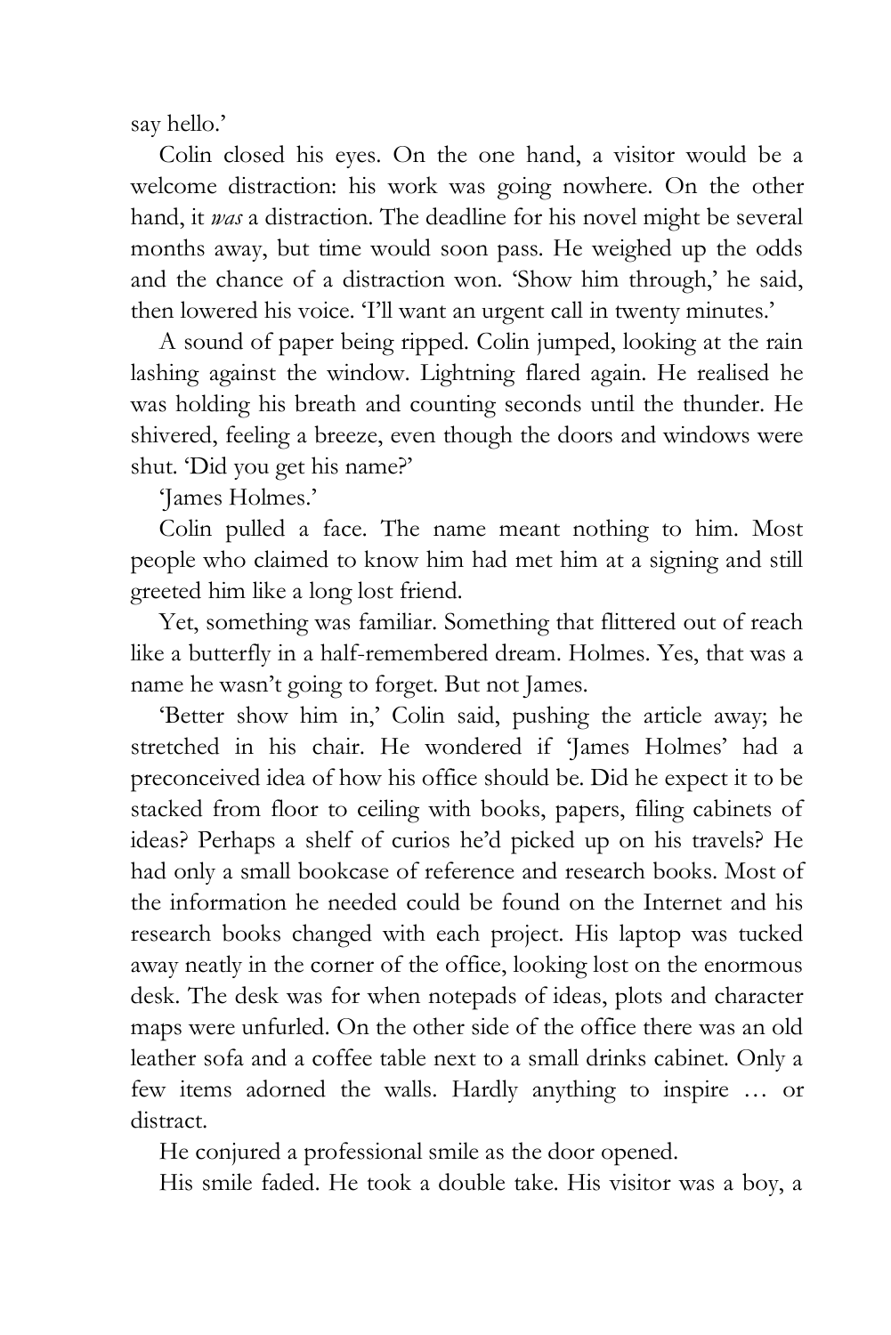say hello.'

Colin closed his eyes. On the one hand, a visitor would be a welcome distraction: his work was going nowhere. On the other hand, it *was* a distraction. The deadline for his novel might be several months away, but time would soon pass. He weighed up the odds and the chance of a distraction won. 'Show him through,' he said, then lowered his voice. 'I'll want an urgent call in twenty minutes.'

A sound of paper being ripped. Colin jumped, looking at the rain lashing against the window. Lightning flared again. He realised he was holding his breath and counting seconds until the thunder. He shivered, feeling a breeze, even though the doors and windows were shut. 'Did you get his name?'

'James Holmes.'

Colin pulled a face. The name meant nothing to him. Most people who claimed to know him had met him at a signing and still greeted him like a long lost friend.

Yet, something was familiar. Something that flittered out of reach like a butterfly in a half-remembered dream. Holmes. Yes, that was a name he wasn't going to forget. But not James.

'Better show him in,' Colin said, pushing the article away; he stretched in his chair. He wondered if 'James Holmes' had a preconceived idea of how his office should be. Did he expect it to be stacked from floor to ceiling with books, papers, filing cabinets of ideas? Perhaps a shelf of curios he'd picked up on his travels? He had only a small bookcase of reference and research books. Most of the information he needed could be found on the Internet and his research books changed with each project. His laptop was tucked away neatly in the corner of the office, looking lost on the enormous desk. The desk was for when notepads of ideas, plots and character maps were unfurled. On the other side of the office there was an old leather sofa and a coffee table next to a small drinks cabinet. Only a few items adorned the walls. Hardly anything to inspire … or distract.

He conjured a professional smile as the door opened.

His smile faded. He took a double take. His visitor was a boy, a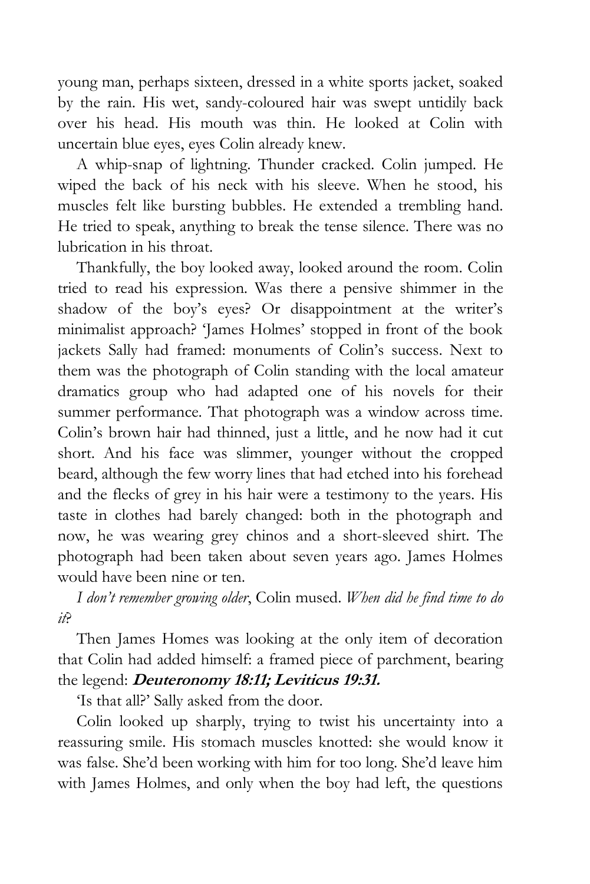young man, perhaps sixteen, dressed in a white sports jacket, soaked by the rain. His wet, sandy-coloured hair was swept untidily back over his head. His mouth was thin. He looked at Colin with uncertain blue eyes, eyes Colin already knew.

A whip-snap of lightning. Thunder cracked. Colin jumped. He wiped the back of his neck with his sleeve. When he stood, his muscles felt like bursting bubbles. He extended a trembling hand. He tried to speak, anything to break the tense silence. There was no lubrication in his throat.

Thankfully, the boy looked away, looked around the room. Colin tried to read his expression. Was there a pensive shimmer in the shadow of the boy's eyes? Or disappointment at the writer's minimalist approach? 'James Holmes' stopped in front of the book jackets Sally had framed: monuments of Colin's success. Next to them was the photograph of Colin standing with the local amateur dramatics group who had adapted one of his novels for their summer performance. That photograph was a window across time. Colin's brown hair had thinned, just a little, and he now had it cut short. And his face was slimmer, younger without the cropped beard, although the few worry lines that had etched into his forehead and the flecks of grey in his hair were a testimony to the years. His taste in clothes had barely changed: both in the photograph and now, he was wearing grey chinos and a short-sleeved shirt. The photograph had been taken about seven years ago. James Holmes would have been nine or ten.

*I don't remember growing older*, Colin mused. *When did he find time to do it?*

Then James Homes was looking at the only item of decoration that Colin had added himself: a framed piece of parchment, bearing the legend: ***Deuteronomy 18:11; Leviticus 19:31.***

'Is that all?' Sally asked from the door.

Colin looked up sharply, trying to twist his uncertainty into a reassuring smile. His stomach muscles knotted: she would know it was false. She'd been working with him for too long. She'd leave him with James Holmes, and only when the boy had left, the questions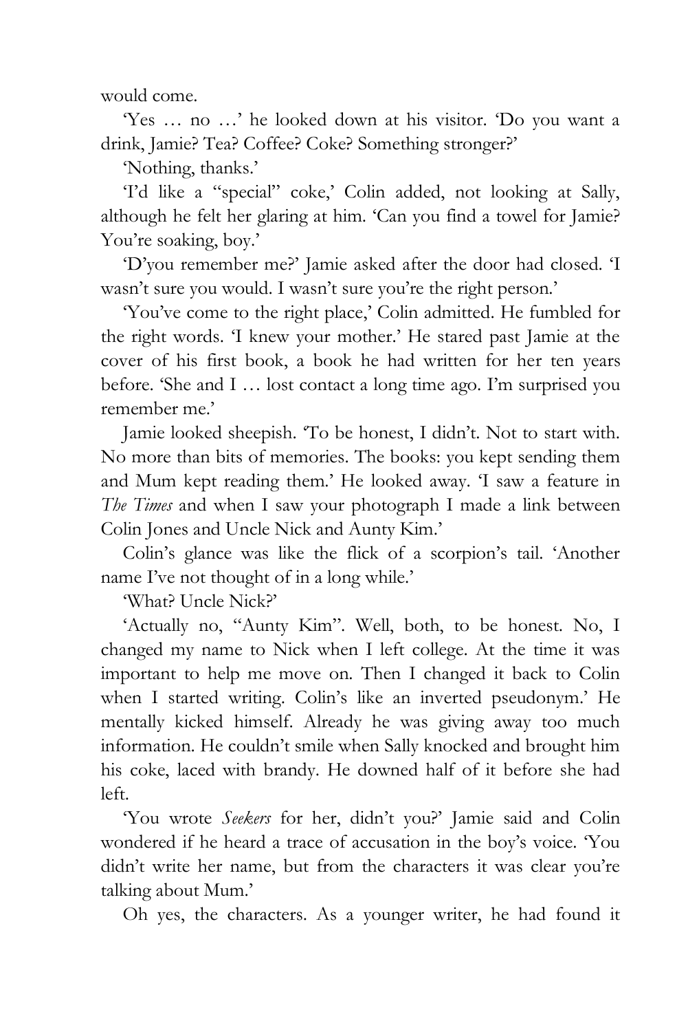would come.

'Yes … no …' he looked down at his visitor. 'Do you want a drink, Jamie? Tea? Coffee? Coke? Something stronger?'

'Nothing, thanks.'

'I'd like a "special" coke,' Colin added, not looking at Sally, although he felt her glaring at him. 'Can you find a towel for Jamie? You're soaking, boy.'

'D'you remember me?' Jamie asked after the door had closed. 'I wasn't sure you would. I wasn't sure you're the right person.'

'You've come to the right place,' Colin admitted. He fumbled for the right words. 'I knew your mother.' He stared past Jamie at the cover of his first book, a book he had written for her ten years before. 'She and I … lost contact a long time ago. I'm surprised you remember me.'

Jamie looked sheepish. 'To be honest, I didn't. Not to start with. No more than bits of memories. The books: you kept sending them and Mum kept reading them.' He looked away. 'I saw a feature in *The Times* and when I saw your photograph I made a link between Colin Jones and Uncle Nick and Aunty Kim.'

Colin's glance was like the flick of a scorpion's tail. 'Another name I've not thought of in a long while.'

'What? Uncle Nick?'

'Actually no, "Aunty Kim". Well, both, to be honest. No, I changed my name to Nick when I left college. At the time it was important to help me move on. Then I changed it back to Colin when I started writing. Colin's like an inverted pseudonym.' He mentally kicked himself. Already he was giving away too much information. He couldn't smile when Sally knocked and brought him his coke, laced with brandy. He downed half of it before she had left.

'You wrote *Seekers* for her, didn't you?' Jamie said and Colin wondered if he heard a trace of accusation in the boy's voice. 'You didn't write her name, but from the characters it was clear you're talking about Mum.'

Oh yes, the characters. As a younger writer, he had found it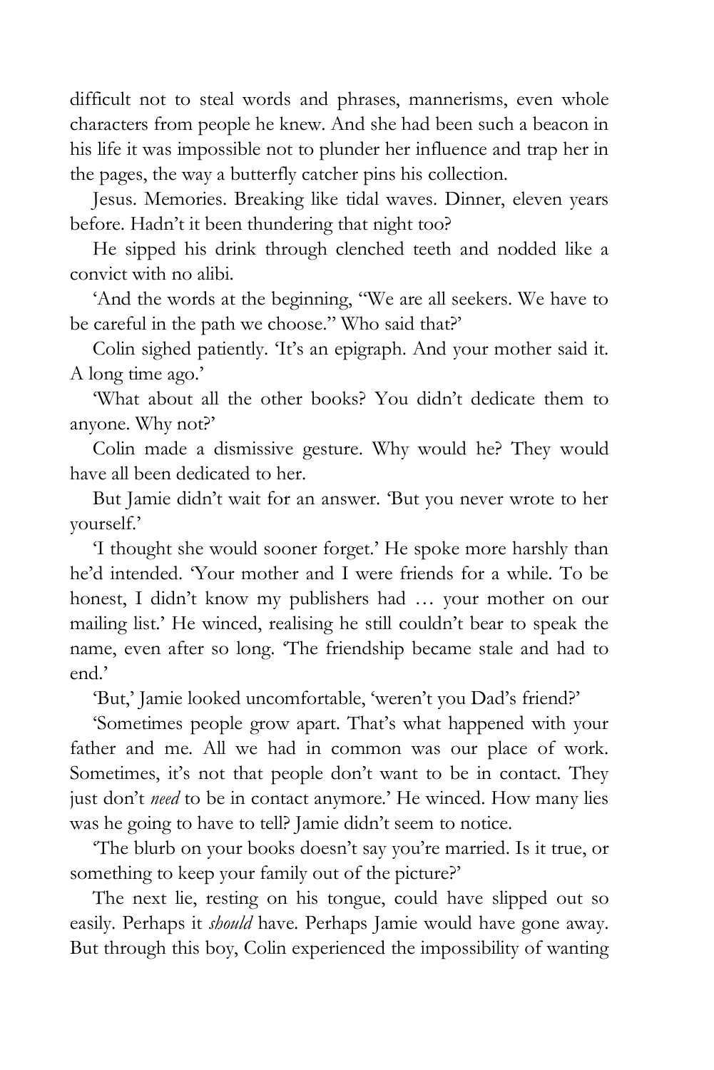difficult not to steal words and phrases, mannerisms, even whole characters from people he knew. And she had been such a beacon in his life it was impossible not to plunder her influence and trap her in the pages, the way a butterfly catcher pins his collection.

Jesus. Memories. Breaking like tidal waves. Dinner, eleven years before. Hadn't it been thundering that night too?

He sipped his drink through clenched teeth and nodded like a convict with no alibi.

'And the words at the beginning, "We are all seekers. We have to be careful in the path we choose." Who said that?'

Colin sighed patiently. 'It's an epigraph. And your mother said it. A long time ago.'

'What about all the other books? You didn't dedicate them to anyone. Why not?'

Colin made a dismissive gesture. Why would he? They would have all been dedicated to her.

But Jamie didn't wait for an answer. 'But you never wrote to her yourself.'

'I thought she would sooner forget.' He spoke more harshly than he'd intended. 'Your mother and I were friends for a while. To be honest, I didn't know my publishers had … your mother on our mailing list.' He winced, realising he still couldn't bear to speak the name, even after so long. 'The friendship became stale and had to end.'

'But,' Jamie looked uncomfortable, 'weren't you Dad's friend?'

'Sometimes people grow apart. That's what happened with your father and me. All we had in common was our place of work. Sometimes, it's not that people don't want to be in contact. They just don't *need* to be in contact anymore.' He winced. How many lies was he going to have to tell? Jamie didn't seem to notice.

'The blurb on your books doesn't say you're married. Is it true, or something to keep your family out of the picture?'

The next lie, resting on his tongue, could have slipped out so easily. Perhaps it *should* have. Perhaps Jamie would have gone away. But through this boy, Colin experienced the impossibility of wanting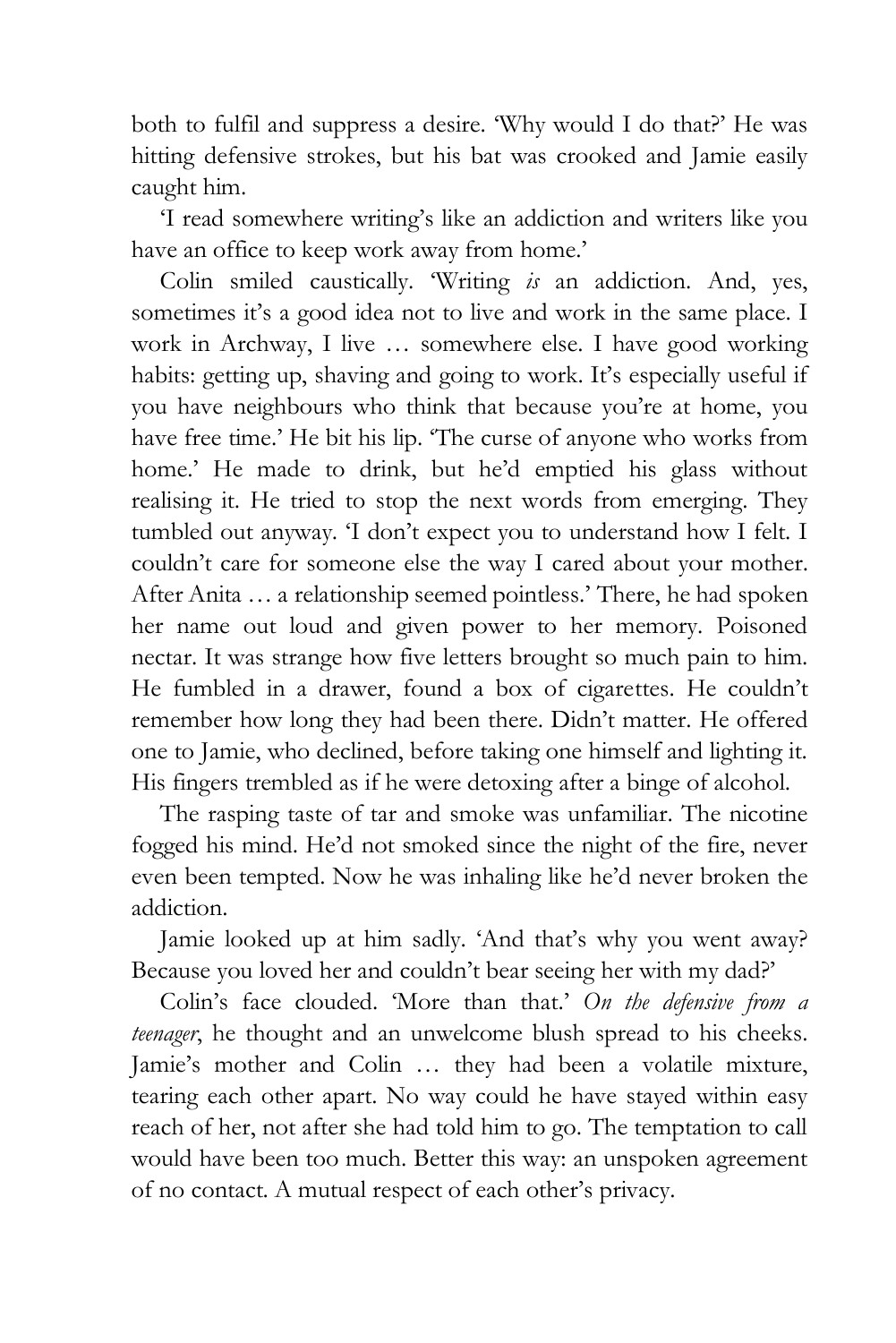both to fulfil and suppress a desire. 'Why would I do that?' He was hitting defensive strokes, but his bat was crooked and Jamie easily caught him.

'I read somewhere writing's like an addiction and writers like you have an office to keep work away from home.'

Colin smiled caustically. 'Writing *is* an addiction. And, yes, sometimes it's a good idea not to live and work in the same place. I work in Archway, I live … somewhere else. I have good working habits: getting up, shaving and going to work. It's especially useful if you have neighbours who think that because you're at home, you have free time.' He bit his lip. 'The curse of anyone who works from home.' He made to drink, but he'd emptied his glass without realising it. He tried to stop the next words from emerging. They tumbled out anyway. 'I don't expect you to understand how I felt. I couldn't care for someone else the way I cared about your mother. After Anita … a relationship seemed pointless.' There, he had spoken her name out loud and given power to her memory. Poisoned nectar. It was strange how five letters brought so much pain to him. He fumbled in a drawer, found a box of cigarettes. He couldn't remember how long they had been there. Didn't matter. He offered one to Jamie, who declined, before taking one himself and lighting it. His fingers trembled as if he were detoxing after a binge of alcohol.

The rasping taste of tar and smoke was unfamiliar. The nicotine fogged his mind. He'd not smoked since the night of the fire, never even been tempted. Now he was inhaling like he'd never broken the addiction.

Jamie looked up at him sadly. 'And that's why you went away? Because you loved her and couldn't bear seeing her with my dad?'

Colin's face clouded. 'More than that.' *On the defensive from a teenager*, he thought and an unwelcome blush spread to his cheeks. Jamie's mother and Colin … they had been a volatile mixture, tearing each other apart. No way could he have stayed within easy reach of her, not after she had told him to go. The temptation to call would have been too much. Better this way: an unspoken agreement of no contact. A mutual respect of each other's privacy.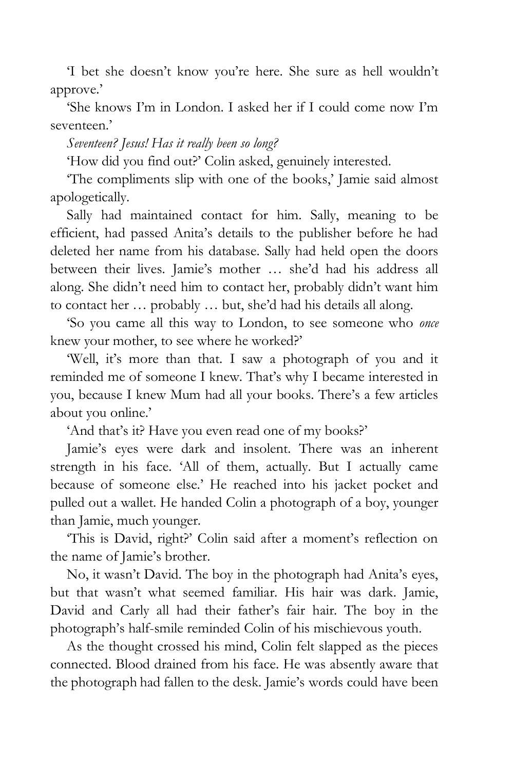'I bet she doesn't know you're here. She sure as hell wouldn't approve.'

'She knows I'm in London. I asked her if I could come now I'm seventeen.'

*Seventeen? Jesus! Has it really been so long?*

'How did you find out?' Colin asked, genuinely interested.

'The compliments slip with one of the books,' Jamie said almost apologetically.

Sally had maintained contact for him. Sally, meaning to be efficient, had passed Anita's details to the publisher before he had deleted her name from his database. Sally had held open the doors between their lives. Jamie's mother … she'd had his address all along. She didn't need him to contact her, probably didn't want him to contact her … probably … but, she'd had his details all along.

'So you came all this way to London, to see someone who *once* knew your mother, to see where he worked?'

'Well, it's more than that. I saw a photograph of you and it reminded me of someone I knew. That's why I became interested in you, because I knew Mum had all your books. There's a few articles about you online.'

'And that's it? Have you even read one of my books?'

Jamie's eyes were dark and insolent. There was an inherent strength in his face. 'All of them, actually. But I actually came because of someone else.' He reached into his jacket pocket and pulled out a wallet. He handed Colin a photograph of a boy, younger than Jamie, much younger.

'This is David, right?' Colin said after a moment's reflection on the name of Jamie's brother.

No, it wasn't David. The boy in the photograph had Anita's eyes, but that wasn't what seemed familiar. His hair was dark. Jamie, David and Carly all had their father's fair hair. The boy in the photograph's half-smile reminded Colin of his mischievous youth.

As the thought crossed his mind, Colin felt slapped as the pieces connected. Blood drained from his face. He was absently aware that the photograph had fallen to the desk. Jamie's words could have been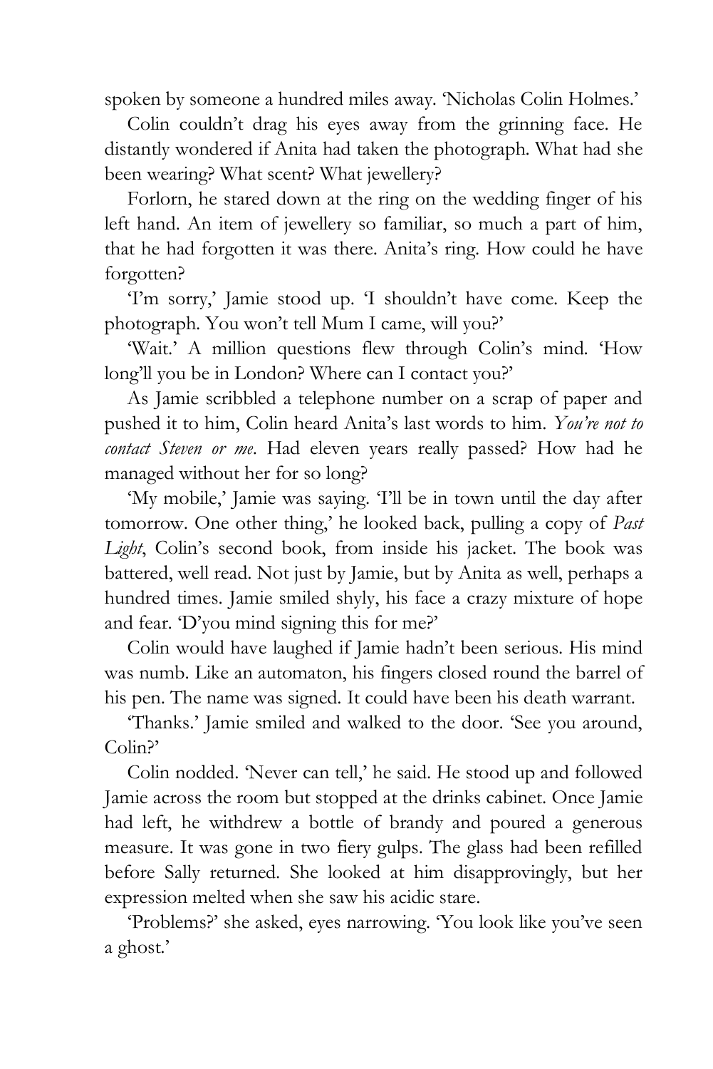spoken by someone a hundred miles away. 'Nicholas Colin Holmes.'

Colin couldn't drag his eyes away from the grinning face. He distantly wondered if Anita had taken the photograph. What had she been wearing? What scent? What jewellery?

Forlorn, he stared down at the ring on the wedding finger of his left hand. An item of jewellery so familiar, so much a part of him, that he had forgotten it was there. Anita's ring. How could he have forgotten?

'I'm sorry,' Jamie stood up. 'I shouldn't have come. Keep the photograph. You won't tell Mum I came, will you?'

'Wait.' A million questions flew through Colin's mind. 'How long'll you be in London? Where can I contact you?'

As Jamie scribbled a telephone number on a scrap of paper and pushed it to him, Colin heard Anita's last words to him. *You're not to contact Steven or me*. Had eleven years really passed? How had he managed without her for so long?

'My mobile,' Jamie was saying. 'I'll be in town until the day after tomorrow. One other thing,' he looked back, pulling a copy of *Past Light*, Colin's second book, from inside his jacket. The book was battered, well read. Not just by Jamie, but by Anita as well, perhaps a hundred times. Jamie smiled shyly, his face a crazy mixture of hope and fear. 'D'you mind signing this for me?'

Colin would have laughed if Jamie hadn't been serious. His mind was numb. Like an automaton, his fingers closed round the barrel of his pen. The name was signed. It could have been his death warrant.

'Thanks.' Jamie smiled and walked to the door. 'See you around, Colin?'

Colin nodded. 'Never can tell,' he said. He stood up and followed Jamie across the room but stopped at the drinks cabinet. Once Jamie had left, he withdrew a bottle of brandy and poured a generous measure. It was gone in two fiery gulps. The glass had been refilled before Sally returned. She looked at him disapprovingly, but her expression melted when she saw his acidic stare.

'Problems?' she asked, eyes narrowing. 'You look like you've seen a ghost.'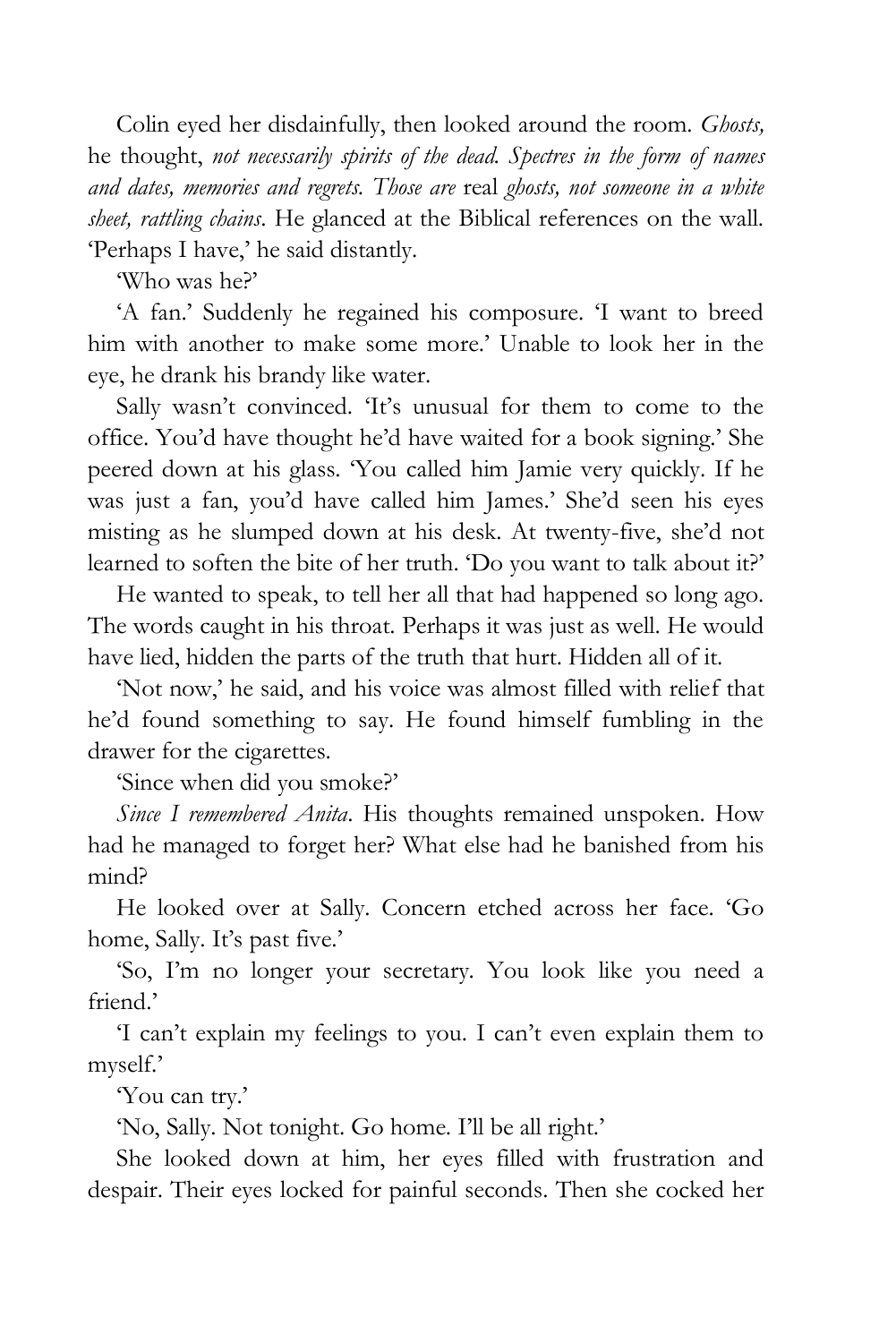Colin eyed her disdainfully, then looked around the room. *Ghosts,* he thought, *not necessarily spirits of the dead. Spectres in the form of names and dates, memories and regrets. Those are* real *ghosts, not someone in a white sheet, rattling chains*. He glanced at the Biblical references on the wall. 'Perhaps I have,' he said distantly.

'Who was he?'

'A fan.' Suddenly he regained his composure. 'I want to breed him with another to make some more.' Unable to look her in the eye, he drank his brandy like water.

Sally wasn't convinced. 'It's unusual for them to come to the office. You'd have thought he'd have waited for a book signing.' She peered down at his glass. 'You called him Jamie very quickly. If he was just a fan, you'd have called him James.' She'd seen his eyes misting as he slumped down at his desk. At twenty-five, she'd not learned to soften the bite of her truth. 'Do you want to talk about it?'

He wanted to speak, to tell her all that had happened so long ago. The words caught in his throat. Perhaps it was just as well. He would have lied, hidden the parts of the truth that hurt. Hidden all of it.

'Not now,' he said, and his voice was almost filled with relief that he'd found something to say. He found himself fumbling in the drawer for the cigarettes.

'Since when did you smoke?'

*Since I remembered Anita*. His thoughts remained unspoken. How had he managed to forget her? What else had he banished from his mind?

He looked over at Sally. Concern etched across her face. 'Go home, Sally. It's past five.'

'So, I'm no longer your secretary. You look like you need a friend.'

'I can't explain my feelings to you. I can't even explain them to myself.'

'You can try.'

'No, Sally. Not tonight. Go home. I'll be all right.'

She looked down at him, her eyes filled with frustration and despair. Their eyes locked for painful seconds. Then she cocked her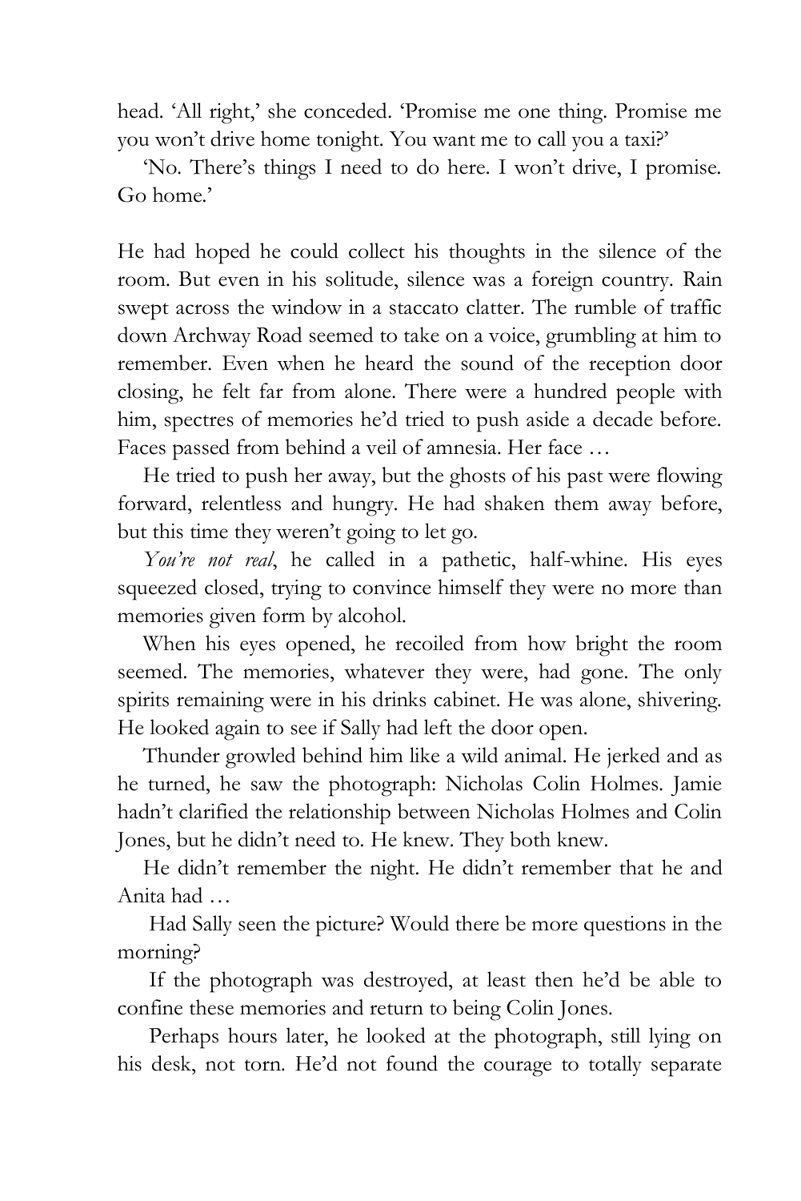head. 'All right,' she conceded. 'Promise me one thing. Promise me you won't drive home tonight. You want me to call you a taxi?'

'No. There's things I need to do here. I won't drive, I promise. Go home.'

He had hoped he could collect his thoughts in the silence of the room. But even in his solitude, silence was a foreign country. Rain swept across the window in a staccato clatter. The rumble of traffic down Archway Road seemed to take on a voice, grumbling at him to remember. Even when he heard the sound of the reception door closing, he felt far from alone. There were a hundred people with him, spectres of memories he'd tried to push aside a decade before. Faces passed from behind a veil of amnesia. Her face …

He tried to push her away, but the ghosts of his past were flowing forward, relentless and hungry. He had shaken them away before, but this time they weren't going to let go.

*You're not real*, he called in a pathetic, half-whine. His eyes squeezed closed, trying to convince himself they were no more than memories given form by alcohol.

When his eyes opened, he recoiled from how bright the room seemed. The memories, whatever they were, had gone. The only spirits remaining were in his drinks cabinet. He was alone, shivering. He looked again to see if Sally had left the door open.

Thunder growled behind him like a wild animal. He jerked and as he turned, he saw the photograph: Nicholas Colin Holmes. Jamie hadn't clarified the relationship between Nicholas Holmes and Colin Jones, but he didn't need to. He knew. They both knew.

He didn't remember the night. He didn't remember that he and Anita had …

Had Sally seen the picture? Would there be more questions in the morning?

If the photograph was destroyed, at least then he'd be able to confine these memories and return to being Colin Jones.

Perhaps hours later, he looked at the photograph, still lying on his desk, not torn. He'd not found the courage to totally separate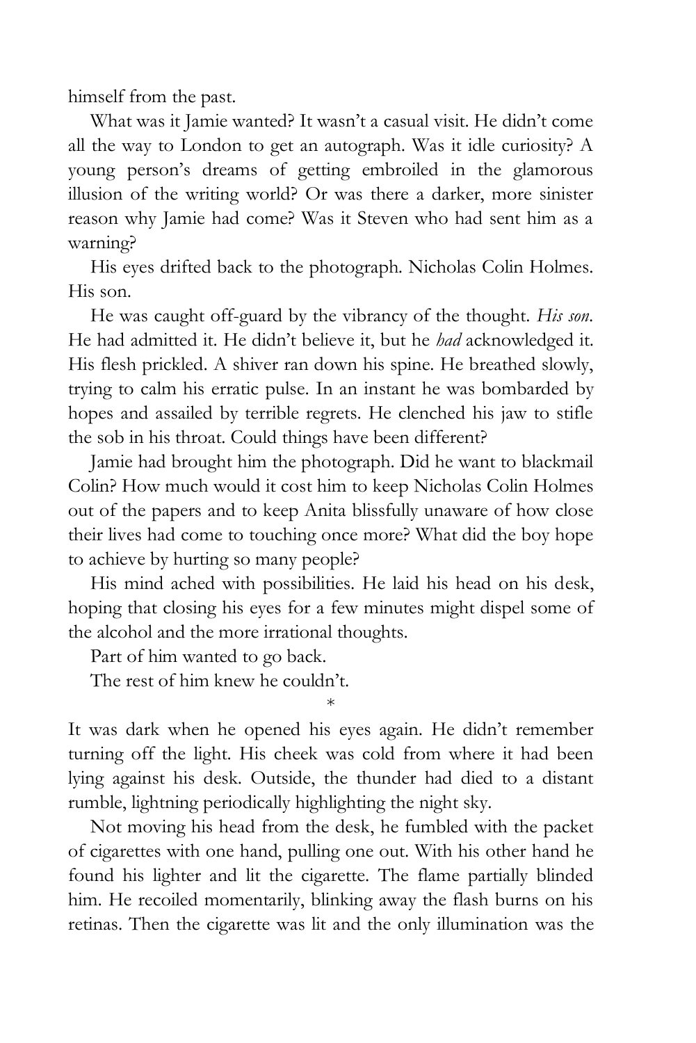himself from the past.

What was it Jamie wanted? It wasn't a casual visit. He didn't come all the way to London to get an autograph. Was it idle curiosity? A young person's dreams of getting embroiled in the glamorous illusion of the writing world? Or was there a darker, more sinister reason why Jamie had come? Was it Steven who had sent him as a warning?

His eyes drifted back to the photograph. Nicholas Colin Holmes. His son.

He was caught off-guard by the vibrancy of the thought. *His son*. He had admitted it. He didn't believe it, but he *had* acknowledged it. His flesh prickled. A shiver ran down his spine. He breathed slowly, trying to calm his erratic pulse. In an instant he was bombarded by hopes and assailed by terrible regrets. He clenched his jaw to stifle the sob in his throat. Could things have been different?

Jamie had brought him the photograph. Did he want to blackmail Colin? How much would it cost him to keep Nicholas Colin Holmes out of the papers and to keep Anita blissfully unaware of how close their lives had come to touching once more? What did the boy hope to achieve by hurting so many people?

His mind ached with possibilities. He laid his head on his desk, hoping that closing his eyes for a few minutes might dispel some of the alcohol and the more irrational thoughts.

Part of him wanted to go back.

The rest of him knew he couldn't.

*

It was dark when he opened his eyes again. He didn't remember turning off the light. His cheek was cold from where it had been lying against his desk. Outside, the thunder had died to a distant rumble, lightning periodically highlighting the night sky.

Not moving his head from the desk, he fumbled with the packet of cigarettes with one hand, pulling one out. With his other hand he found his lighter and lit the cigarette. The flame partially blinded him. He recoiled momentarily, blinking away the flash burns on his retinas. Then the cigarette was lit and the only illumination was the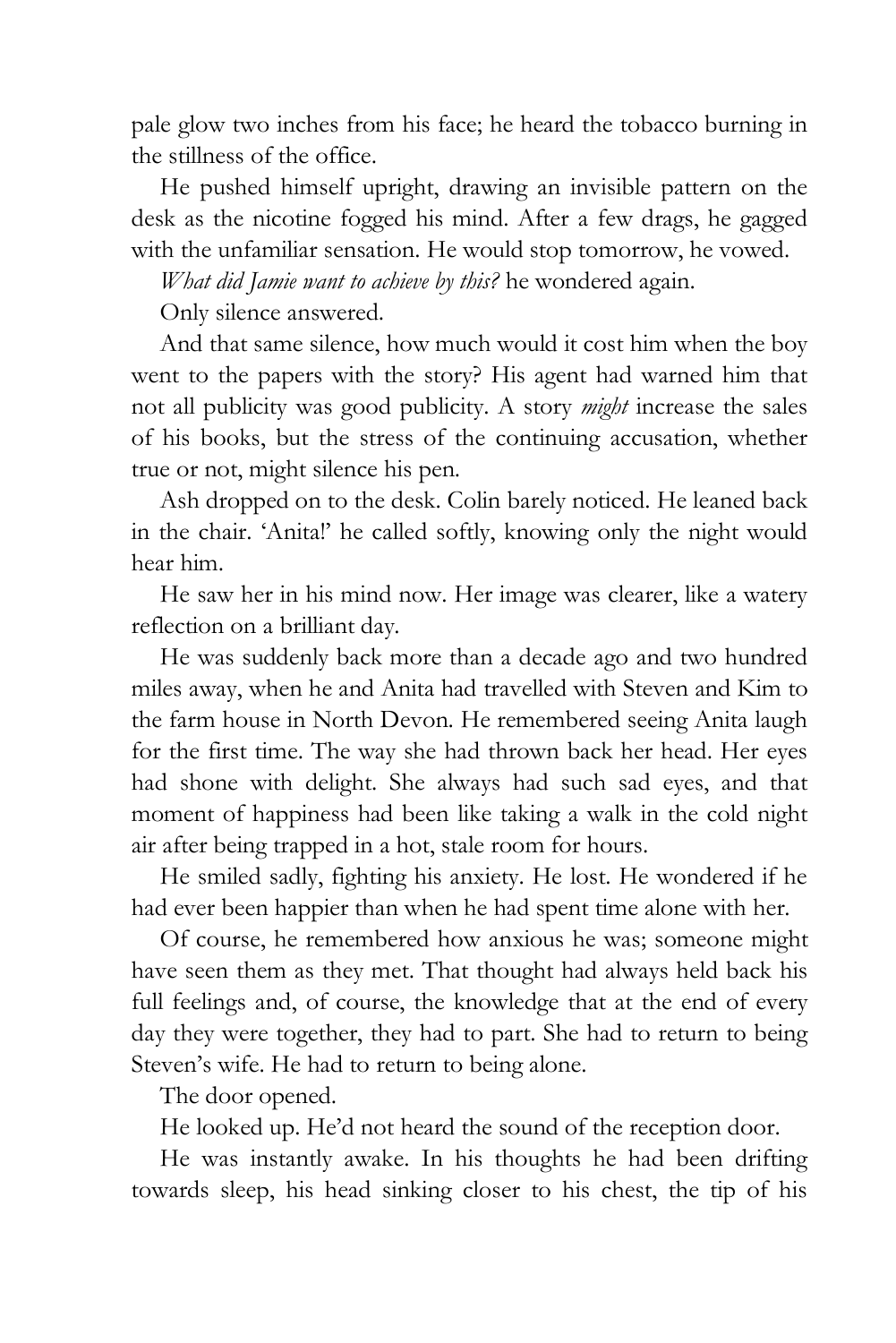pale glow two inches from his face; he heard the tobacco burning in the stillness of the office.

He pushed himself upright, drawing an invisible pattern on the desk as the nicotine fogged his mind. After a few drags, he gagged with the unfamiliar sensation. He would stop tomorrow, he vowed.

*What did Jamie want to achieve by this?* he wondered again.

Only silence answered.

And that same silence, how much would it cost him when the boy went to the papers with the story? His agent had warned him that not all publicity was good publicity. A story *might* increase the sales of his books, but the stress of the continuing accusation, whether true or not, might silence his pen.

Ash dropped on to the desk. Colin barely noticed. He leaned back in the chair. 'Anita!' he called softly, knowing only the night would hear him.

He saw her in his mind now. Her image was clearer, like a watery reflection on a brilliant day.

He was suddenly back more than a decade ago and two hundred miles away, when he and Anita had travelled with Steven and Kim to the farm house in North Devon. He remembered seeing Anita laugh for the first time. The way she had thrown back her head. Her eyes had shone with delight. She always had such sad eyes, and that moment of happiness had been like taking a walk in the cold night air after being trapped in a hot, stale room for hours.

He smiled sadly, fighting his anxiety. He lost. He wondered if he had ever been happier than when he had spent time alone with her.

Of course, he remembered how anxious he was; someone might have seen them as they met. That thought had always held back his full feelings and, of course, the knowledge that at the end of every day they were together, they had to part. She had to return to being Steven's wife. He had to return to being alone.

The door opened.

He looked up. He'd not heard the sound of the reception door.

He was instantly awake. In his thoughts he had been drifting towards sleep, his head sinking closer to his chest, the tip of his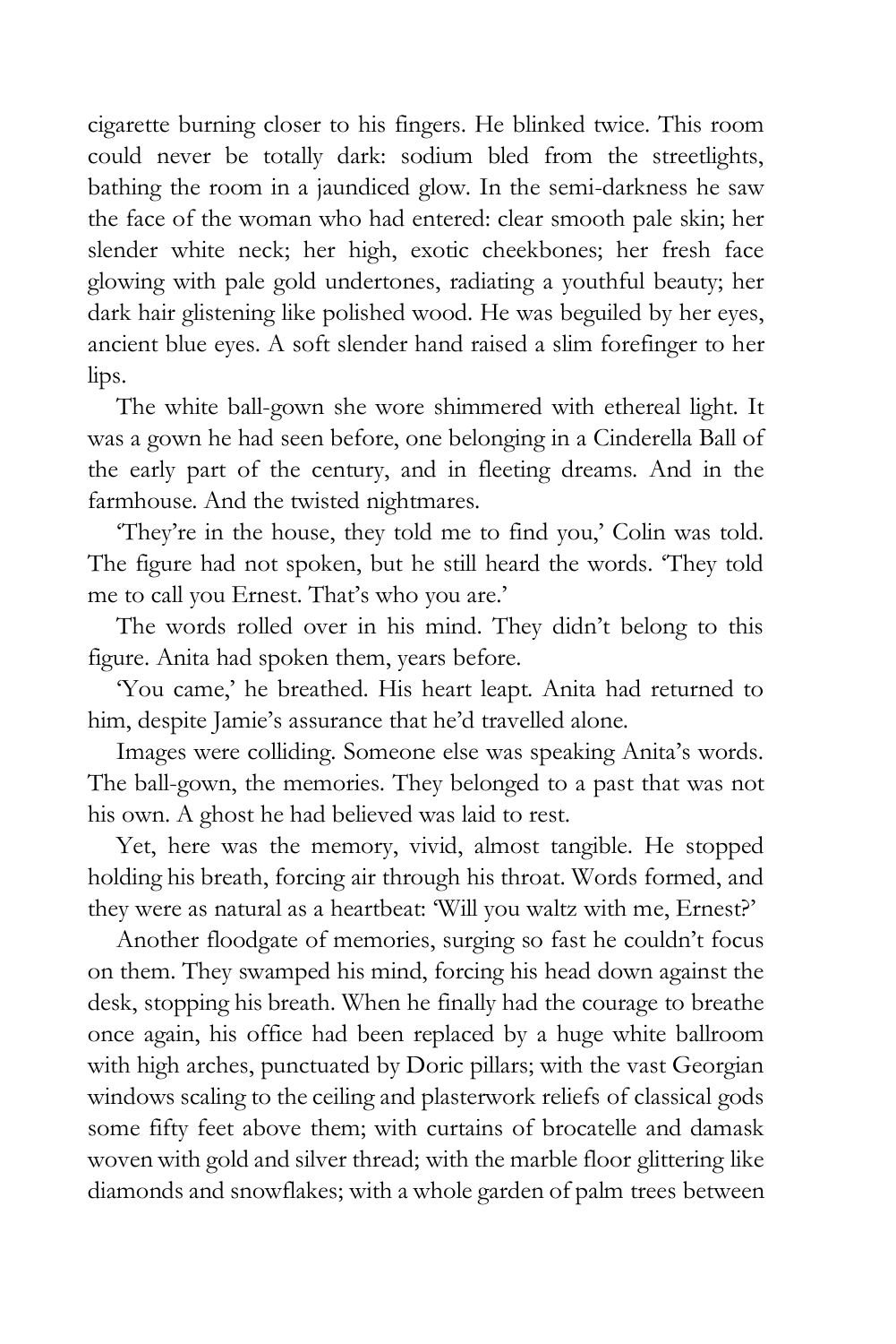cigarette burning closer to his fingers. He blinked twice. This room could never be totally dark: sodium bled from the streetlights, bathing the room in a jaundiced glow. In the semi-darkness he saw the face of the woman who had entered: clear smooth pale skin; her slender white neck; her high, exotic cheekbones; her fresh face glowing with pale gold undertones, radiating a youthful beauty; her dark hair glistening like polished wood. He was beguiled by her eyes, ancient blue eyes. A soft slender hand raised a slim forefinger to her lips.

The white ball-gown she wore shimmered with ethereal light. It was a gown he had seen before, one belonging in a Cinderella Ball of the early part of the century, and in fleeting dreams. And in the farmhouse. And the twisted nightmares.

'They're in the house, they told me to find you,' Colin was told. The figure had not spoken, but he still heard the words. 'They told me to call you Ernest. That's who you are.'

The words rolled over in his mind. They didn't belong to this figure. Anita had spoken them, years before.

'You came,' he breathed. His heart leapt. Anita had returned to him, despite Jamie's assurance that he'd travelled alone.

Images were colliding. Someone else was speaking Anita's words. The ball-gown, the memories. They belonged to a past that was not his own. A ghost he had believed was laid to rest.

Yet, here was the memory, vivid, almost tangible. He stopped holding his breath, forcing air through his throat. Words formed, and they were as natural as a heartbeat: 'Will you waltz with me, Ernest?'

Another floodgate of memories, surging so fast he couldn't focus on them. They swamped his mind, forcing his head down against the desk, stopping his breath. When he finally had the courage to breathe once again, his office had been replaced by a huge white ballroom with high arches, punctuated by Doric pillars; with the vast Georgian windows scaling to the ceiling and plasterwork reliefs of classical gods some fifty feet above them; with curtains of brocatelle and damask woven with gold and silver thread; with the marble floor glittering like diamonds and snowflakes; with a whole garden of palm trees between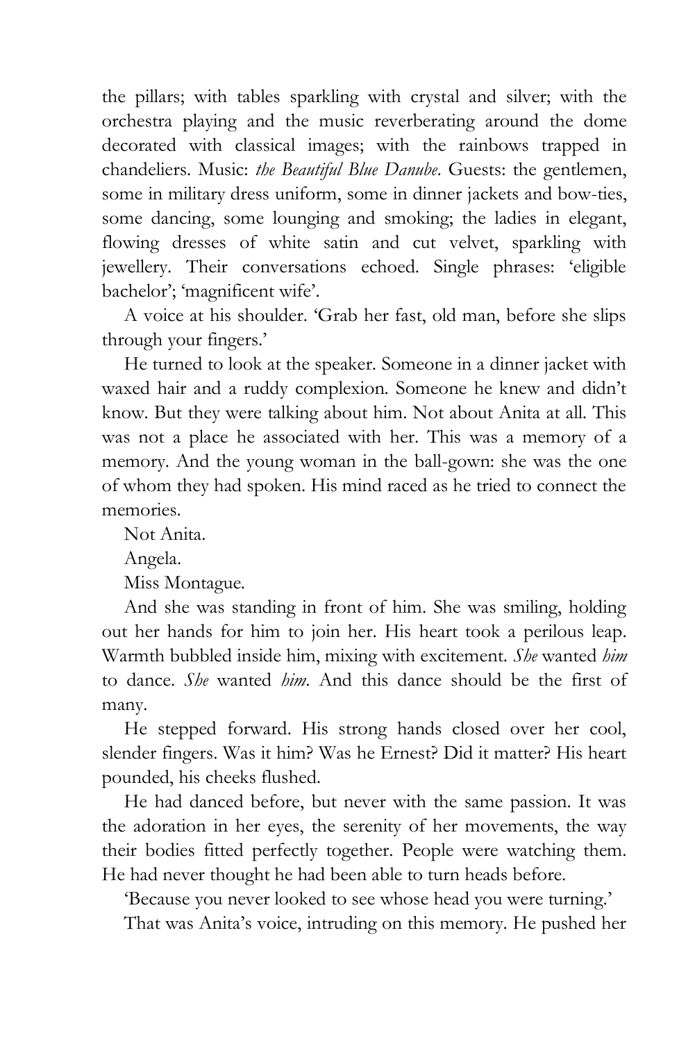the pillars; with tables sparkling with crystal and silver; with the orchestra playing and the music reverberating around the dome decorated with classical images; with the rainbows trapped in chandeliers. Music: *the Beautiful Blue Danube*. Guests: the gentlemen, some in military dress uniform, some in dinner jackets and bow-ties, some dancing, some lounging and smoking; the ladies in elegant, flowing dresses of white satin and cut velvet, sparkling with jewellery. Their conversations echoed. Single phrases: 'eligible bachelor'; 'magnificent wife'.

A voice at his shoulder. 'Grab her fast, old man, before she slips through your fingers.'

He turned to look at the speaker. Someone in a dinner jacket with waxed hair and a ruddy complexion. Someone he knew and didn't know. But they were talking about him. Not about Anita at all. This was not a place he associated with her. This was a memory of a memory. And the young woman in the ball-gown: she was the one of whom they had spoken. His mind raced as he tried to connect the memories.

Not Anita.

Angela.

Miss Montague.

And she was standing in front of him. She was smiling, holding out her hands for him to join her. His heart took a perilous leap. Warmth bubbled inside him, mixing with excitement. *She* wanted *him* to dance. *She* wanted *him*. And this dance should be the first of many.

He stepped forward. His strong hands closed over her cool, slender fingers. Was it him? Was he Ernest? Did it matter? His heart pounded, his cheeks flushed.

He had danced before, but never with the same passion. It was the adoration in her eyes, the serenity of her movements, the way their bodies fitted perfectly together. People were watching them. He had never thought he had been able to turn heads before.

'Because you never looked to see whose head you were turning.'

That was Anita's voice, intruding on this memory. He pushed her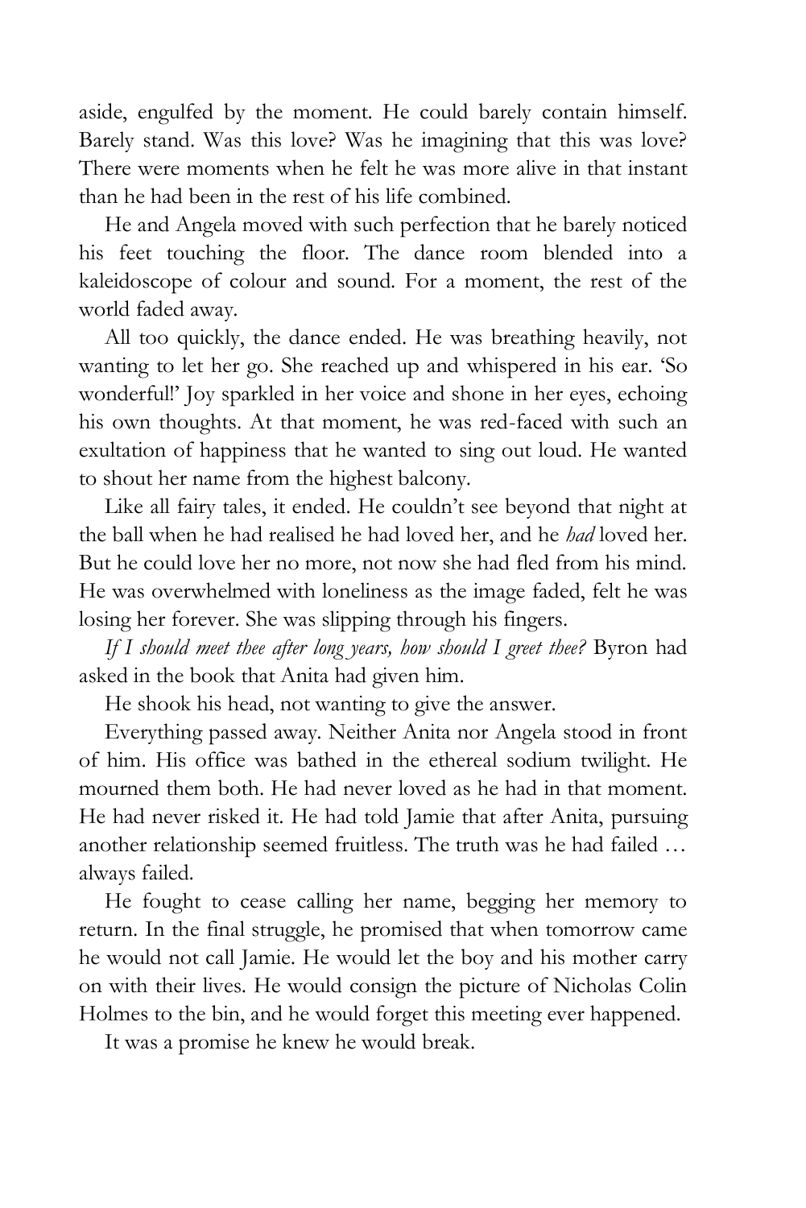aside, engulfed by the moment. He could barely contain himself. Barely stand. Was this love? Was he imagining that this was love? There were moments when he felt he was more alive in that instant than he had been in the rest of his life combined.

He and Angela moved with such perfection that he barely noticed his feet touching the floor. The dance room blended into a kaleidoscope of colour and sound. For a moment, the rest of the world faded away.

All too quickly, the dance ended. He was breathing heavily, not wanting to let her go. She reached up and whispered in his ear. 'So wonderful!' Joy sparkled in her voice and shone in her eyes, echoing his own thoughts. At that moment, he was red-faced with such an exultation of happiness that he wanted to sing out loud. He wanted to shout her name from the highest balcony.

Like all fairy tales, it ended. He couldn't see beyond that night at the ball when he had realised he had loved her, and he *had* loved her. But he could love her no more, not now she had fled from his mind. He was overwhelmed with loneliness as the image faded, felt he was losing her forever. She was slipping through his fingers.

*If I should meet thee after long years, how should I greet thee?* Byron had asked in the book that Anita had given him.

He shook his head, not wanting to give the answer.

Everything passed away. Neither Anita nor Angela stood in front of him. His office was bathed in the ethereal sodium twilight. He mourned them both. He had never loved as he had in that moment. He had never risked it. He had told Jamie that after Anita, pursuing another relationship seemed fruitless. The truth was he had failed … always failed.

He fought to cease calling her name, begging her memory to return. In the final struggle, he promised that when tomorrow came he would not call Jamie. He would let the boy and his mother carry on with their lives. He would consign the picture of Nicholas Colin Holmes to the bin, and he would forget this meeting ever happened.

It was a promise he knew he would break.